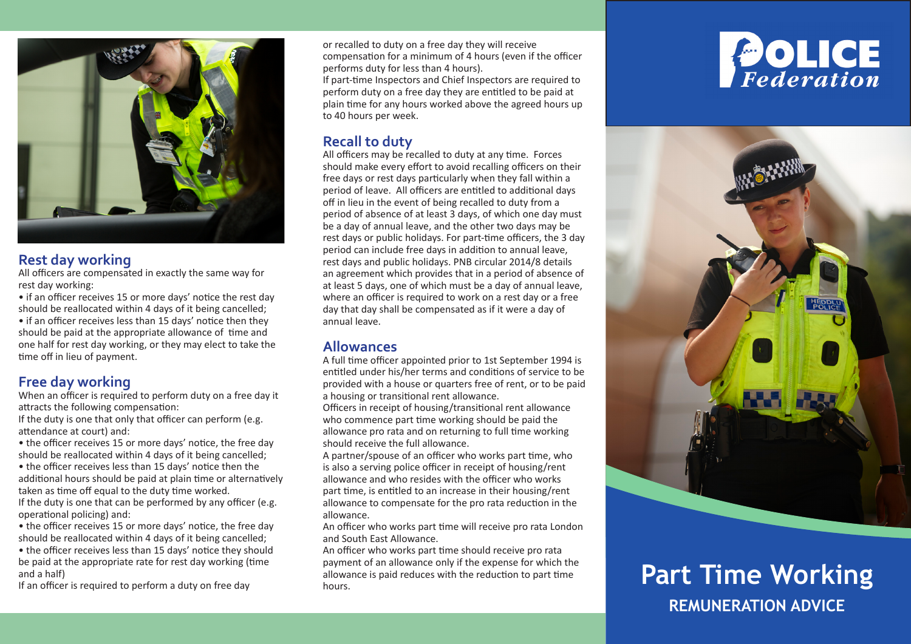## Rest day working

All officers are compensated in exactly the same way for rest day working:

- if an officer receives 15 or more days' notice the rest day should be reallocated within 4 days of it being cancelled;
- if an officer receives less than 15 days' notice then they should be paid at the appropriate allowance of time and one half for rest day working, or they may elect to take the time off in lieu of payment.

## Free day working

When an officer is required to perform duty on a free day it attracts the following compensation:

If the duty is one that only that officer can perform (e.g. attendance at court) and:

- the officer receives 15 or more days' notice, the free day should be reallocated within 4 days of it being cancelled;
- the officer receives less than 15 days' notice then the additional hours should be paid at plain time or alternatively taken as time off equal to the duty time worked.

If the duty is one that can be performed by any officer (e.g. operational policing) and:

- the officer receives 15 or more days' notice, the free day should be reallocated within 4 days of it being cancelled;
- the officer receives less than 15 days' notice they should be paid at the appropriate rate for rest day working (time and a half)

If an officer is required to perform a duty on free day or recalled to duty on a free day they will receive compensation for a minimum of 4 hours (even if the officer performs duty for less than 4 hours).

If part-time Inspectors and Chief Inspectors are required to perform duty on a free day they are entitled to be paid at plain time for any hours worked above the agreed hours up to 40 hours per week.

## Recall to duty

All officers may be recalled to duty at any time. Forces should make every effort to avoid recalling officers on their free days or rest days particularly when they fall within a period of leave. All officers are entitled to additional days off in lieu in the event of being recalled to duty from a period of absence of at least 3 days, of which one day must be a day of annual leave, and the other two days may be rest days or public holidays. For part-time officers, the 3 day period can include free days in addition to annual leave, rest days and public holidays. PNB circular 2014/8 details an agreement which provides that in a period of absence of at least 5 days, one of which must be a day of annual leave, where an officer is required to work on a rest day or a free day that day shall be compensated as if it were a day of annual leave.

## Allowances

A full time officer appointed prior to 1st September 1994 is entitled under his/her terms and conditions of service to be provided with a house or quarters free of rent, or to be paid a housing or transitional rent allowance.

Officers in receipt of housing/transitional rent allowance who commence part time working should be paid the allowance pro rata and on returning to full time working should receive the full allowance.

A partner/spouse of an officer who works part time, who is also a serving police officer in receipt of housing/rent allowance and who resides with the officer who works part time, is entitled to an increase in their housing/rent allowance to compensate for the pro rata reduction in the allowance.

An officer who works part time will receive pro rata London and South East Allowance.

An officer who works part time should receive pro rata payment of an allowance only if the expense for which the allowance is paid reduces with the reduction to part time hours.

POLICE Federation

# Part Time Working

## REMUNERATION ADVICE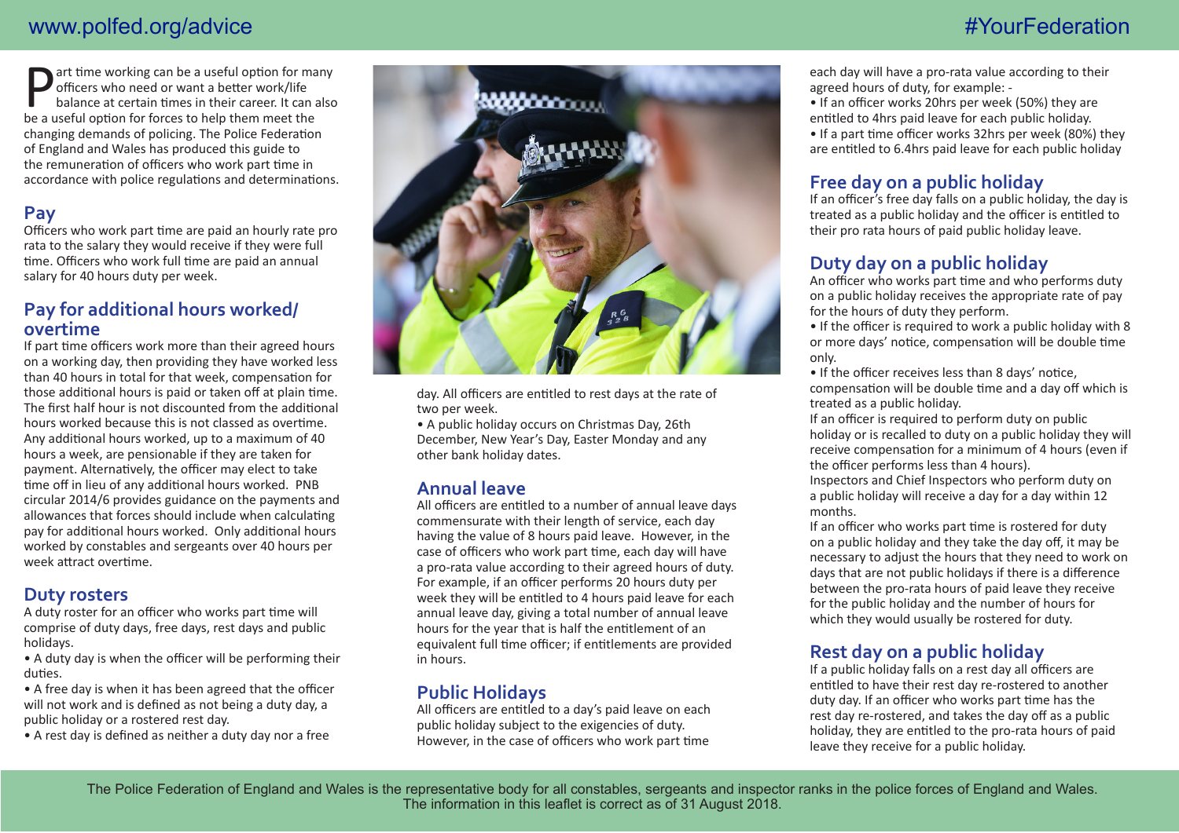Part time working can be a useful option for many officers who need or want a better work/life balance at certain times in their career. It can also be a useful option for forces to help them meet the changing demands of policing. The Police Federation of England and Wales has produced this guide to the remuneration of officers who work part time in accordance with police regulations and determinations.

## Pay

Officers who work part time are paid an hourly rate pro rata to the salary they would receive if they were full time. Officers who work full time are paid an annual salary for 40 hours duty per week.

## Pay for additional hours worked/ overtime

If part time officers work more than their agreed hours on a working day, then providing they have worked less than 40 hours in total for that week, compensation for those additional hours is paid or taken off at plain time. The first half hour is not discounted from the additional hours worked because this is not classed as overtime. Any additional hours worked, up to a maximum of 40 hours a week, are pensionable if they are taken for payment. Alternatively, the officer may elect to take time off in lieu of any additional hours worked. PNB circular 2014/6 provides guidance on the payments and allowances that forces should include when calculating pay for additional hours worked. Only additional hours worked by constables and sergeants over 40 hours per week attract overtime.

## Duty rosters

A duty roster for an officer who works part time will comprise of duty days, free days, rest days and public holidays.

- A duty day is when the officer will be performing their duties.
- A free day is when it has been agreed that the officer will not work and is defined as not being a duty day, a public holiday or a rostered rest day.
- A rest day is defined as neither a duty day nor a free day. All officers are entitled to rest days at the rate of two per week.
- A public holiday occurs on Christmas Day, 26th December, New Year's Day, Easter Monday and any other bank holiday dates.

## Annual leave

All officers are entitled to a number of annual leave days commensurate with their length of service, each day having the value of 8 hours paid leave. However, in the case of officers who work part time, each day will have a pro-rata value according to their agreed hours of duty. For example, if an officer performs 20 hours duty per week they will be entitled to 4 hours paid leave for each annual leave day, giving a total number of annual leave hours for the year that is half the entitlement of an equivalent full time officer; if entitlements are provided in hours.

## Public Holidays

All officers are entitled to a day's paid leave on each public holiday subject to the exigencies of duty. However, in the case of officers who work part time each day will have a pro-rata value according to their agreed hours of duty, for example: -

- If an officer works 20hrs per week (50%) they are entitled to 4hrs paid leave for each public holiday.
- If a part time officer works 32hrs per week (80%) they are entitled to 6.4hrs paid leave for each public holiday

## Free day on a public holiday

If an officer's free day falls on a public holiday, the day is treated as a public holiday and the officer is entitled to their pro rata hours of paid public holiday leave.

## Duty day on a public holiday

An officer who works part time and who performs duty on a public holiday receives the appropriate rate of pay for the hours of duty they perform.

- If the officer is required to work a public holiday with 8 or more days' notice, compensation will be double time only.
- If the officer receives less than 8 days' notice, compensation will be double time and a day off which is treated as a public holiday.

If an officer is required to perform duty on public holiday or is recalled to duty on a public holiday they will receive compensation for a minimum of 4 hours (even if the officer performs less than 4 hours).

Inspectors and Chief Inspectors who perform duty on a public holiday will receive a day for a day within 12 months.

If an officer who works part time is rostered for duty on a public holiday and they take the day off, it may be necessary to adjust the hours that they need to work on days that are not public holidays if there is a difference between the pro-rata hours of paid leave they receive for the public holiday and the number of hours for which they would usually be rostered for duty.

## Rest day on a public holiday

If a public holiday falls on a rest day all officers are entitled to have their rest day re-rostered to another duty day. If an officer who works part time has the rest day re-rostered, and takes the day off as a public holiday, they are entitled to the pro-rata hours of paid leave they receive for a public holiday.

The Police Federation of England and Wales is the representative body for all constables, sergeants and inspector ranks in the police forces of England and Wales. The information in this leaflet is correct as of 31 August 2018.